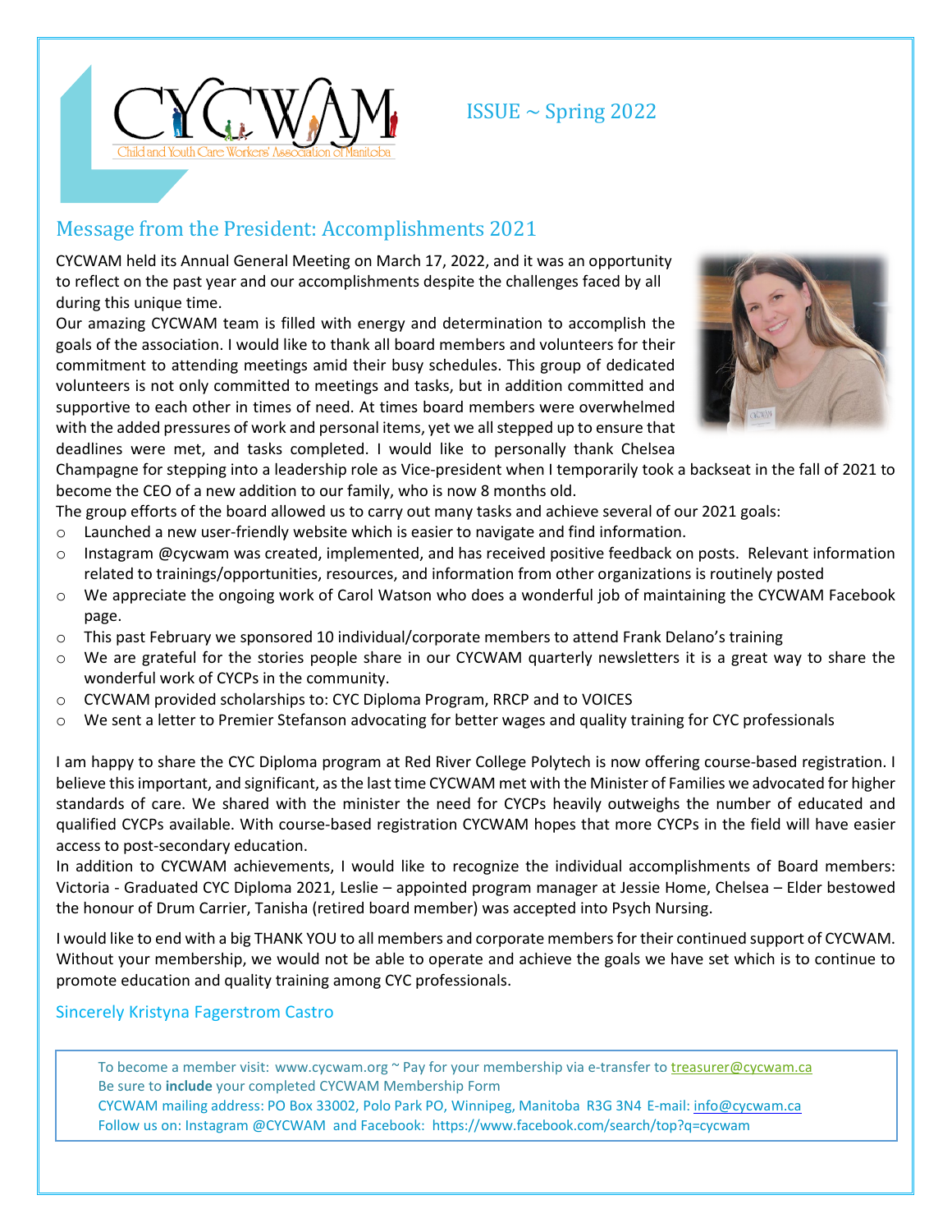CYCWAM

Child and Youth Care Workers' Association of Manitoba

ISSUE ~ Spring 2022

## Message from the President: Accomplishments 2021

CYCWAM held its Annual General Meeting on March 17, 2022, and it was an opportunity to reflect on the past year and our accomplishments despite the challenges faced by all during this unique time.

Our amazing CYCWAM team is filled with energy and determination to accomplish the goals of the association. I would like to thank all board members and volunteers for their commitment to attending meetings amid their busy schedules. This group of dedicated volunteers is not only committed to meetings and tasks, but in addition committed and supportive to each other in times of need. At times board members were overwhelmed with the added pressures of work and personal items, yet we all stepped up to ensure that deadlines were met, and tasks completed. I would like to personally thank Chelsea Champagne for stepping into a leadership role as Vice-president when I temporarily took a backseat in the fall of 2021 to become the CEO of a new addition to our family, who is now 8 months old.

The group efforts of the board allowed us to carry out many tasks and achieve several of our 2021 goals:

- Launched a new user-friendly website which is easier to navigate and find information.
- Instagram @cycwam was created, implemented, and has received positive feedback on posts. Relevant information related to trainings/opportunities, resources, and information from other organizations is routinely posted
- We appreciate the ongoing work of Carol Watson who does a wonderful job of maintaining the CYCWAM Facebook page.
- This past February we sponsored 10 individual/corporate members to attend Frank Delano's training
- We are grateful for the stories people share in our CYCWAM quarterly newsletters it is a great way to share the wonderful work of CYCPs in the community.
- CYCWAM provided scholarships to: CYC Diploma Program, RRCP and to VOICES
- We sent a letter to Premier Stefanson advocating for better wages and quality training for CYC professionals

I am happy to share the CYC Diploma program at Red River College Polytech is now offering course-based registration. I believe this important, and significant, as the last time CYCWAM met with the Minister of Families we advocated for higher standards of care. We shared with the minister the need for CYCPs heavily outweighs the number of educated and qualified CYCPs available. With course-based registration CYCWAM hopes that more CYCPs in the field will have easier access to post-secondary education.

In addition to CYCWAM achievements, I would like to recognize the individual accomplishments of Board members: Victoria - Graduated CYC Diploma 2021, Leslie – appointed program manager at Jessie Home, Chelsea – Elder bestowed the honour of Drum Carrier, Tanisha (retired board member) was accepted into Psych Nursing.

I would like to end with a big THANK YOU to all members and corporate members for their continued support of CYCWAM. Without your membership, we would not be able to operate and achieve the goals we have set which is to continue to promote education and quality training among CYC professionals.

Sincerely Kristyna Fagerstrom Castro

To become a member visit: www.cycwam.org ~ Pay for your membership via e-transfer to treasurer@cycwam.ca
Be sure to **include** your completed CYCWAM Membership Form
CYCWAM mailing address: PO Box 33002, Polo Park PO, Winnipeg, Manitoba R3G 3N4 E-mail: info@cycwam.ca
Follow us on: Instagram @CYCWAM and Facebook: https://www.facebook.com/search/top?q=cycwam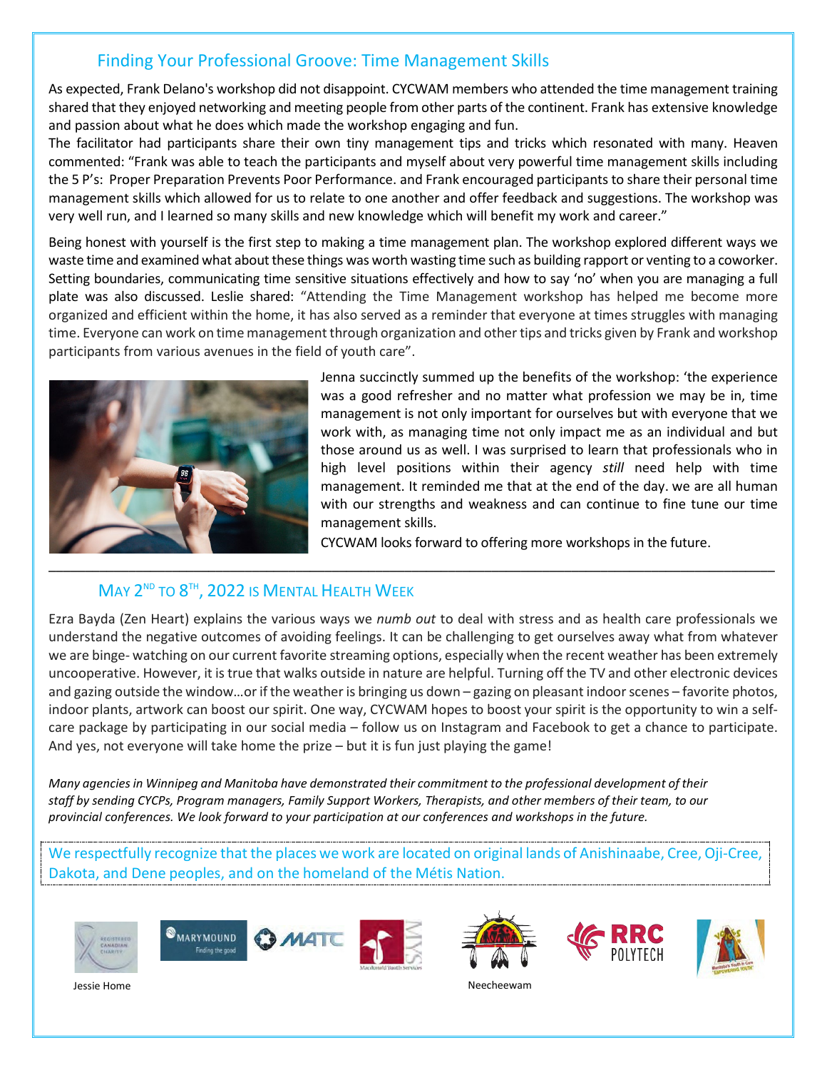## Finding Your Professional Groove: Time Management Skills

As expected, Frank Delano's workshop did not disappoint. CYCWAM members who attended the time management training shared that they enjoyed networking and meeting people from other parts of the continent. Frank has extensive knowledge and passion about what he does which made the workshop engaging and fun.

The facilitator had participants share their own tiny management tips and tricks which resonated with many. Heaven commented: "Frank was able to teach the participants and myself about very powerful time management skills including the 5 P's: Proper Preparation Prevents Poor Performance. and Frank encouraged participants to share their personal time management skills which allowed for us to relate to one another and offer feedback and suggestions. The workshop was very well run, and I learned so many skills and new knowledge which will benefit my work and career."

Being honest with yourself is the first step to making a time management plan. The workshop explored different ways we waste time and examined what about these things was worth wasting time such as building rapport or venting to a coworker. Setting boundaries, communicating time sensitive situations effectively and how to say 'no' when you are managing a full plate was also discussed. Leslie shared: "Attending the Time Management workshop has helped me become more organized and efficient within the home, it has also served as a reminder that everyone at times struggles with managing time. Everyone can work on time management through organization and other tips and tricks given by Frank and workshop participants from various avenues in the field of youth care".

Jenna succinctly summed up the benefits of the workshop: 'the experience was a good refresher and no matter what profession we may be in, time management is not only important for ourselves but with everyone that we work with, as managing time not only impact me as an individual and but those around us as well. I was surprised to learn that professionals who in high level positions within their agency *still* need help with time management. It reminded me that at the end of the day. we are all human with our strengths and weakness and can continue to fine tune our time management skills.

CYCWAM looks forward to offering more workshops in the future.

---

## May 2nd to 8th, 2022 is Mental Health Week

Ezra Bayda (Zen Heart) explains the various ways we *numb out* to deal with stress and as health care professionals we understand the negative outcomes of avoiding feelings. It can be challenging to get ourselves away what from whatever we are binge- watching on our current favorite streaming options, especially when the recent weather has been extremely uncooperative. However, it is true that walks outside in nature are helpful. Turning off the TV and other electronic devices and gazing outside the window…or if the weather is bringing us down – gazing on pleasant indoor scenes – favorite photos, indoor plants, artwork can boost our spirit. One way, CYCWAM hopes to boost your spirit is the opportunity to win a self-care package by participating in our social media – follow us on Instagram and Facebook to get a chance to participate. And yes, not everyone will take home the prize – but it is fun just playing the game!

*Many agencies in Winnipeg and Manitoba have demonstrated their commitment to the professional development of their staff by sending CYCPs, Program managers, Family Support Workers, Therapists, and other members of their team, to our provincial conferences. We look forward to your participation at our conferences and workshops in the future.*

We respectfully recognize that the places we work are located on original lands of Anishinaabe, Cree, Oji-Cree, Dakota, and Dene peoples, and on the homeland of the Métis Nation.

Jessie Home

Neecheewam